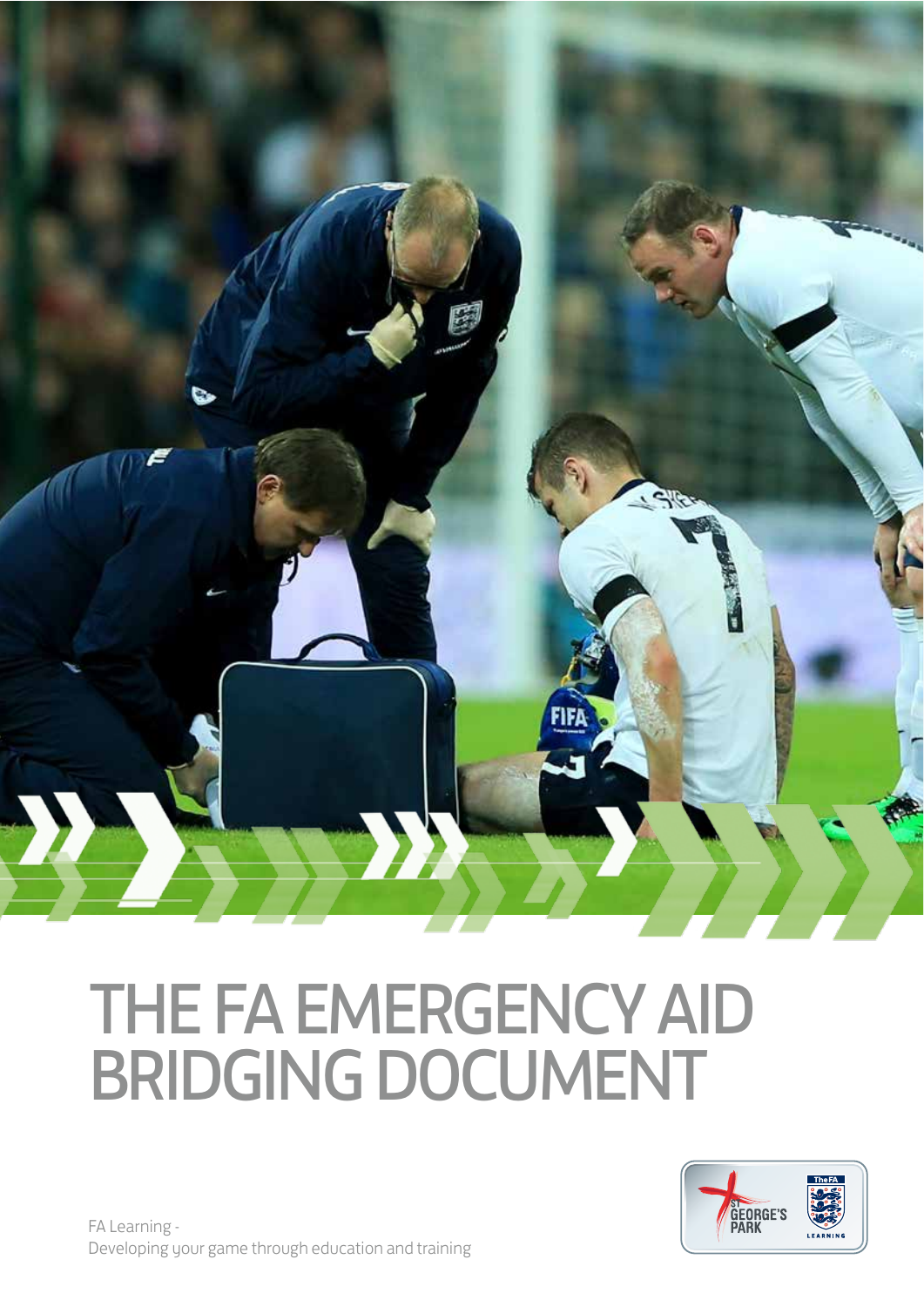# THE FA EMERGENCY AID BRIDGING DOCUMENT

FA Learning -
Developing your game through education and training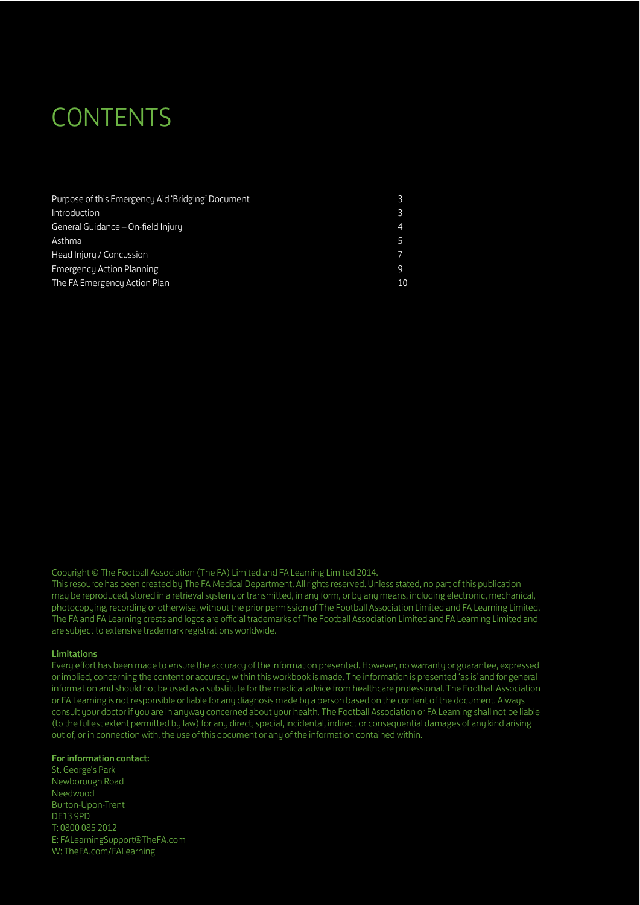# CONTENTS

| | |
|---|---|
| Purpose of this Emergency Aid 'Bridging' Document | 3 |
| Introduction | 3 |
| General Guidance – On-field Injury | 4 |
| Asthma | 5 |
| Head Injury / Concussion | 7 |
| Emergency Action Planning | 9 |
| The FA Emergency Action Plan | 10 |

Copyright © The Football Association (The FA) Limited and FA Learning Limited 2014.
This resource has been created by The FA Medical Department. All rights reserved. Unless stated, no part of this publication may be reproduced, stored in a retrieval system, or transmitted, in any form, or by any means, including electronic, mechanical, photocopying, recording or otherwise, without the prior permission of The Football Association Limited and FA Learning Limited. The FA and FA Learning crests and logos are official trademarks of The Football Association Limited and FA Learning Limited and are subject to extensive trademark registrations worldwide.

**Limitations**

Every effort has been made to ensure the accuracy of the information presented. However, no warranty or guarantee, expressed or implied, concerning the content or accuracy within this workbook is made. The information is presented 'as is' and for general information and should not be used as a substitute for the medical advice from healthcare professional. The Football Association or FA Learning is not responsible or liable for any diagnosis made by a person based on the content of the document. Always consult your doctor if you are in anyway concerned about your health. The Football Association or FA Learning shall not be liable (to the fullest extent permitted by law) for any direct, special, incidental, indirect or consequential damages of any kind arising out of, or in connection with, the use of this document or any of the information contained within.

**For information contact:**

St. George's Park
Newborough Road
Needwood
Burton-Upon-Trent
DE13 9PD
T: 0800 085 2012
E: FALearningSupport@TheFA.com
W: TheFA.com/FALearning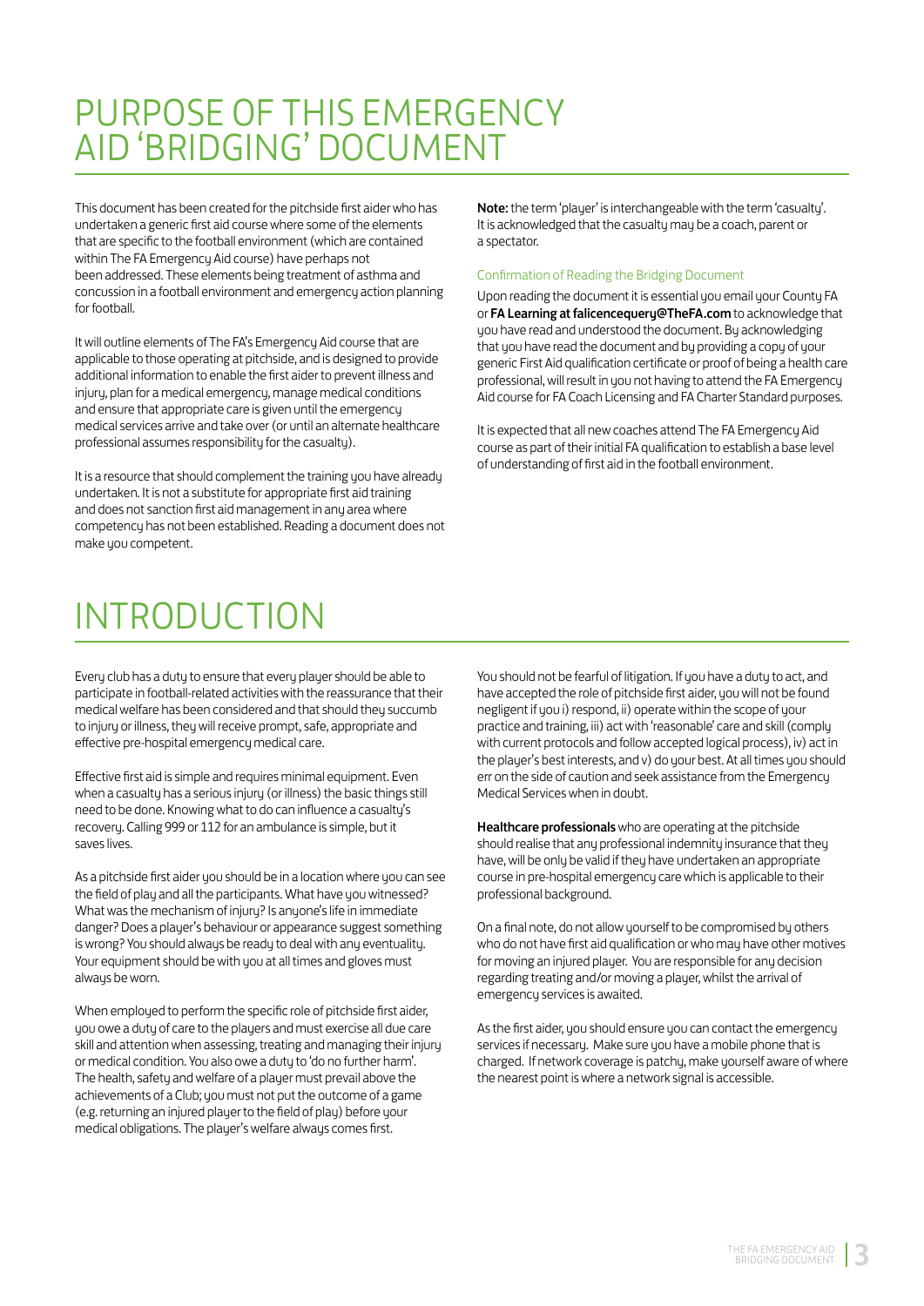# PURPOSE OF THIS EMERGENCY AID 'BRIDGING' DOCUMENT

This document has been created for the pitchside first aider who has undertaken a generic first aid course where some of the elements that are specific to the football environment (which are contained within The FA Emergency Aid course) have perhaps not been addressed. These elements being treatment of asthma and concussion in a football environment and emergency action planning for football.

It will outline elements of The FA's Emergency Aid course that are applicable to those operating at pitchside, and is designed to provide additional information to enable the first aider to prevent illness and injury, plan for a medical emergency, manage medical conditions and ensure that appropriate care is given until the emergency medical services arrive and take over (or until an alternate healthcare professional assumes responsibility for the casualty).

It is a resource that should complement the training you have already undertaken. It is not a substitute for appropriate first aid training and does not sanction first aid management in any area where competency has not been established. Reading a document does not make you competent.

**Note:** the term 'player' is interchangeable with the term 'casualty'. It is acknowledged that the casualty may be a coach, parent or a spectator.

### Confirmation of Reading the Bridging Document

Upon reading the document it is essential you email your County FA or **FA Learning at falicencequery@TheFA.com** to acknowledge that you have read and understood the document. By acknowledging that you have read the document and by providing a copy of your generic First Aid qualification certificate or proof of being a health care professional, will result in you not having to attend the FA Emergency Aid course for FA Coach Licensing and FA Charter Standard purposes.

It is expected that all new coaches attend The FA Emergency Aid course as part of their initial FA qualification to establish a base level of understanding of first aid in the football environment.

# INTRODUCTION

Every club has a duty to ensure that every player should be able to participate in football-related activities with the reassurance that their medical welfare has been considered and that should they succumb to injury or illness, they will receive prompt, safe, appropriate and effective pre-hospital emergency medical care.

Effective first aid is simple and requires minimal equipment. Even when a casualty has a serious injury (or illness) the basic things still need to be done. Knowing what to do can influence a casualty's recovery. Calling 999 or 112 for an ambulance is simple, but it saves lives.

As a pitchside first aider you should be in a location where you can see the field of play and all the participants. What have you witnessed? What was the mechanism of injury? Is anyone's life in immediate danger? Does a player's behaviour or appearance suggest something is wrong? You should always be ready to deal with any eventuality. Your equipment should be with you at all times and gloves must always be worn.

When employed to perform the specific role of pitchside first aider, you owe a duty of care to the players and must exercise all due care skill and attention when assessing, treating and managing their injury or medical condition. You also owe a duty to 'do no further harm'. The health, safety and welfare of a player must prevail above the achievements of a Club; you must not put the outcome of a game (e.g. returning an injured player to the field of play) before your medical obligations. The player's welfare always comes first.

You should not be fearful of litigation. If you have a duty to act, and have accepted the role of pitchside first aider, you will not be found negligent if you i) respond, ii) operate within the scope of your practice and training, iii) act with 'reasonable' care and skill (comply with current protocols and follow accepted logical process), iv) act in the player's best interests, and v) do your best. At all times you should err on the side of caution and seek assistance from the Emergency Medical Services when in doubt.

**Healthcare professionals** who are operating at the pitchside should realise that any professional indemnity insurance that they have, will be only be valid if they have undertaken an appropriate course in pre-hospital emergency care which is applicable to their professional background.

On a final note, do not allow yourself to be compromised by others who do not have first aid qualification or who may have other motives for moving an injured player. You are responsible for any decision regarding treating and/or moving a player, whilst the arrival of emergency services is awaited.

As the first aider, you should ensure you can contact the emergency services if necessary. Make sure you have a mobile phone that is charged. If network coverage is patchy, make yourself aware of where the nearest point is where a network signal is accessible.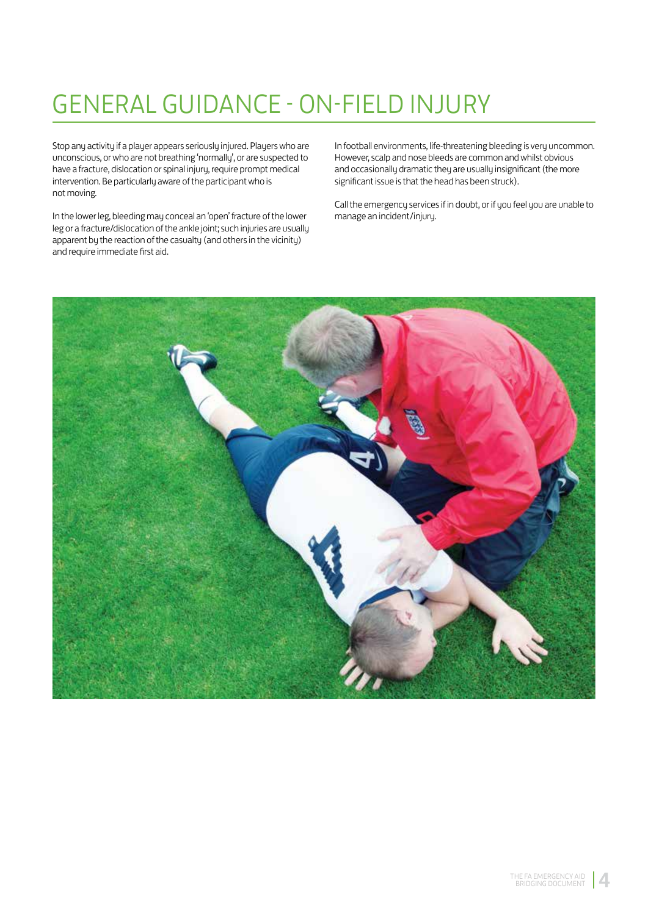# GENERAL GUIDANCE - ON-FIELD INJURY

Stop any activity if a player appears seriously injured. Players who are unconscious, or who are not breathing 'normally', or are suspected to have a fracture, dislocation or spinal injury, require prompt medical intervention. Be particularly aware of the participant who is not moving.

In the lower leg, bleeding may conceal an 'open' fracture of the lower leg or a fracture/dislocation of the ankle joint; such injuries are usually apparent by the reaction of the casualty (and others in the vicinity) and require immediate first aid.

In football environments, life-threatening bleeding is very uncommon. However, scalp and nose bleeds are common and whilst obvious and occasionally dramatic they are usually insignificant (the more significant issue is that the head has been struck).

Call the emergency services if in doubt, or if you feel you are unable to manage an incident/injury.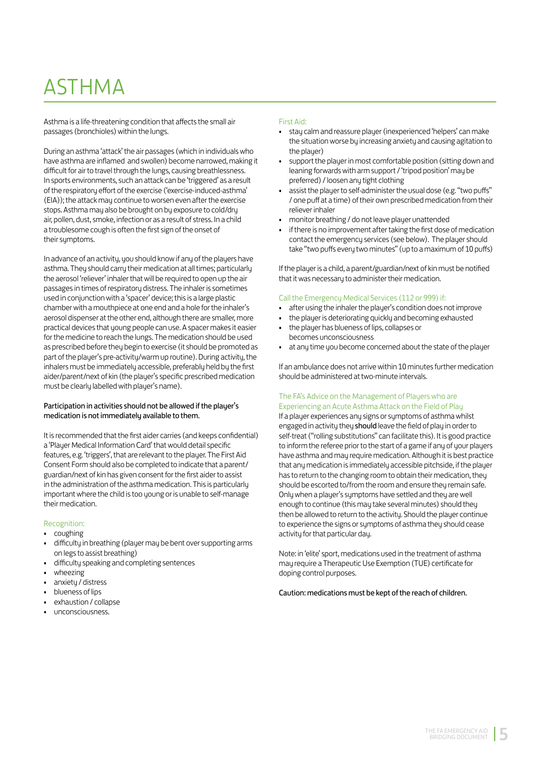# ASTHMA

Asthma is a life-threatening condition that affects the small air passages (bronchioles) within the lungs.

During an asthma 'attack' the air passages (which in individuals who have asthma are inflamed and swollen) become narrowed, making it difficult for air to travel through the lungs, causing breathlessness. In sports environments, such an attack can be 'triggered' as a result of the respiratory effort of the exercise ('exercise-induced-asthma' (EIA)); the attack may continue to worsen even after the exercise stops. Asthma may also be brought on by exposure to cold/dry air, pollen, dust, smoke, infection or as a result of stress. In a child a troublesome cough is often the first sign of the onset of their symptoms.

In advance of an activity, you should know if any of the players have asthma. They should carry their medication at all times; particularly the aerosol 'reliever' inhaler that will be required to open up the air passages in times of respiratory distress. The inhaler is sometimes used in conjunction with a 'spacer' device; this is a large plastic chamber with a mouthpiece at one end and a hole for the inhaler's aerosol dispenser at the other end, although there are smaller, more practical devices that young people can use. A spacer makes it easier for the medicine to reach the lungs. The medication should be used as prescribed before they begin to exercise (it should be promoted as part of the player's pre-activity/warm up routine). During activity, the inhalers must be immediately accessible, preferably held by the first aider/parent/next of kin (the player's specific prescribed medication must be clearly labelled with player's name).

**Participation in activities should not be allowed if the player's medication is not immediately available to them.**

It is recommended that the first aider carries (and keeps confidential) a 'Player Medical Information Card' that would detail specific features, e.g. 'triggers', that are relevant to the player. The First Aid Consent Form should also be completed to indicate that a parent/guardian/next of kin has given consent for the first aider to assist in the administration of the asthma medication. This is particularly important where the child is too young or is unable to self-manage their medication.

### Recognition:

- coughing
- difficulty in breathing (player may be bent over supporting arms on legs to assist breathing)
- difficulty speaking and completing sentences
- wheezing
- anxiety / distress
- blueness of lips
- exhaustion / collapse
- unconsciousness.

### First Aid:

- stay calm and reassure player (inexperienced 'helpers' can make the situation worse by increasing anxiety and causing agitation to the player)
- support the player in most comfortable position (sitting down and leaning forwards with arm support / 'tripod position' may be preferred) / loosen any tight clothing
- assist the player to self-administer the usual dose (e.g. "two puffs" / one puff at a time) of their own prescribed medication from their reliever inhaler
- monitor breathing / do not leave player unattended
- if there is no improvement after taking the first dose of medication contact the emergency services (see below). The player should take "two puffs every two minutes" (up to a maximum of 10 puffs)

If the player is a child, a parent/guardian/next of kin must be notified that it was necessary to administer their medication.

### Call the Emergency Medical Services (112 or 999) if:

- after using the inhaler the player's condition does not improve
- the player is deteriorating quickly and becoming exhausted
- the player has blueness of lips, collapses or becomes unconsciousness
- at any time you become concerned about the state of the player

If an ambulance does not arrive within 10 minutes further medication should be administered at two-minute intervals.

### The FA's Advice on the Management of Players who are Experiencing an Acute Asthma Attack on the Field of Play

If a player experiences any signs or symptoms of asthma whilst engaged in activity they **should** leave the field of play in order to self-treat ("rolling substitutions" can facilitate this). It is good practice to inform the referee prior to the start of a game if any of your players have asthma and may require medication. Although it is best practice that any medication is immediately accessible pitchside, if the player has to return to the changing room to obtain their medication, they should be escorted to/from the room and ensure they remain safe. Only when a player's symptoms have settled and they are well enough to continue (this may take several minutes) should they then be allowed to return to the activity. Should the player continue to experience the signs or symptoms of asthma they should cease activity for that particular day.

Note: in 'elite' sport, medications used in the treatment of asthma may require a Therapeutic Use Exemption (TUE) certificate for doping control purposes.

**Caution: medications must be kept of the reach of children.**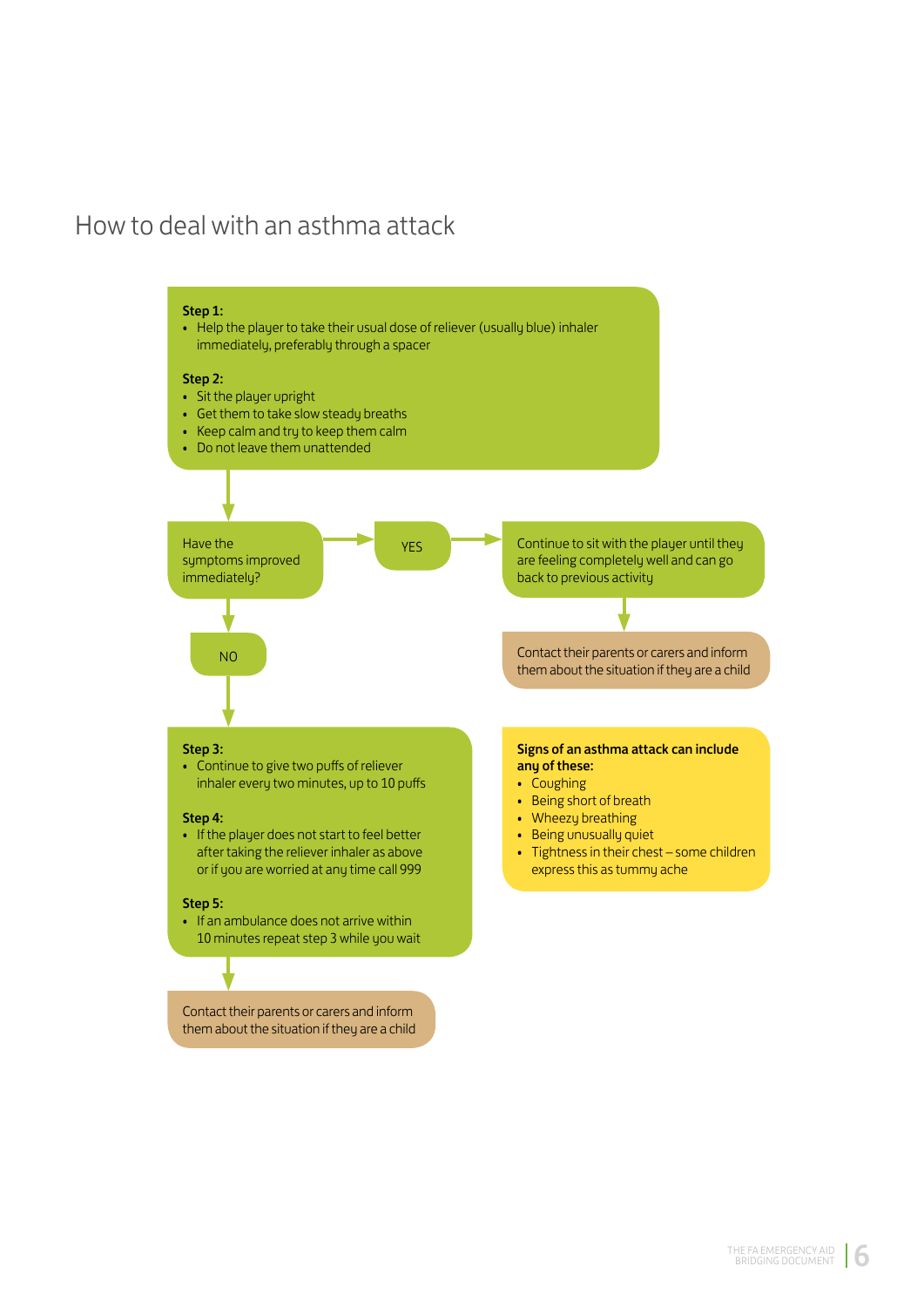# How to deal with an asthma attack

**Step 1:**

- Help the player to take their usual dose of reliever (usually blue) inhaler immediately, preferably through a spacer

**Step 2:**

- Sit the player upright
- Get them to take slow steady breaths
- Keep calm and try to keep them calm
- Do not leave them unattended

Have the symptoms improved immediately?

YES

Continue to sit with the player until they are feeling completely well and can go back to previous activity

Contact their parents or carers and inform them about the situation if they are a child

NO

**Step 3:**

- Continue to give two puffs of reliever inhaler every two minutes, up to 10 puffs

**Step 4:**

- If the player does not start to feel better after taking the reliever inhaler as above or if you are worried at any time call 999

**Step 5:**

- If an ambulance does not arrive within 10 minutes repeat step 3 while you wait

Contact their parents or carers and inform them about the situation if they are a child

**Signs of an asthma attack can include any of these:**

- Coughing
- Being short of breath
- Wheezy breathing
- Being unusually quiet
- Tightness in their chest – some children express this as tummy ache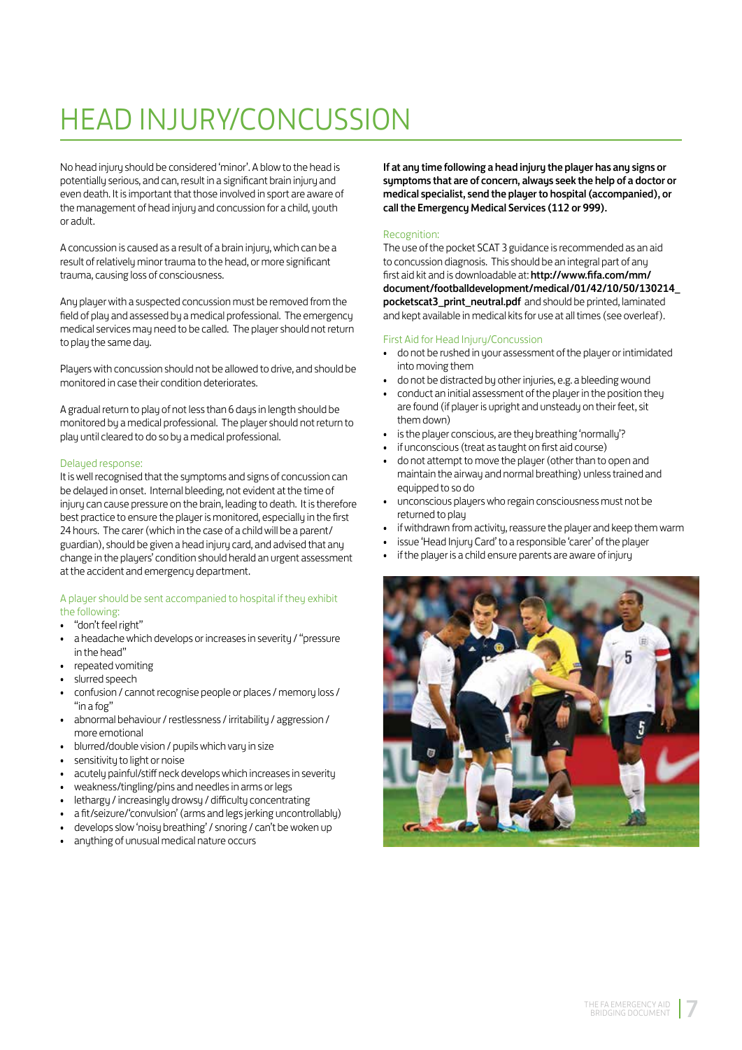# HEAD INJURY/CONCUSSION

No head injury should be considered 'minor'. A blow to the head is potentially serious, and can, result in a significant brain injury and even death. It is important that those involved in sport are aware of the management of head injury and concussion for a child, youth or adult.

A concussion is caused as a result of a brain injury, which can be a result of relatively minor trauma to the head, or more significant trauma, causing loss of consciousness.

Any player with a suspected concussion must be removed from the field of play and assessed by a medical professional. The emergency medical services may need to be called. The player should not return to play the same day.

Players with concussion should not be allowed to drive, and should be monitored in case their condition deteriorates.

A gradual return to play of not less than 6 days in length should be monitored by a medical professional. The player should not return to play until cleared to do so by a medical professional.

## Delayed response:

It is well recognised that the symptoms and signs of concussion can be delayed in onset. Internal bleeding, not evident at the time of injury can cause pressure on the brain, leading to death. It is therefore best practice to ensure the player is monitored, especially in the first 24 hours. The carer (which in the case of a child will be a parent/guardian), should be given a head injury card, and advised that any change in the players' condition should herald an urgent assessment at the accident and emergency department.

## A player should be sent accompanied to hospital if they exhibit the following:

- "don't feel right"
- a headache which develops or increases in severity / "pressure in the head"
- repeated vomiting
- slurred speech
- confusion / cannot recognise people or places / memory loss / "in a fog"
- abnormal behaviour / restlessness / irritability / aggression / more emotional
- blurred/double vision / pupils which vary in size
- sensitivity to light or noise
- acutely painful/stiff neck develops which increases in severity
- weakness/tingling/pins and needles in arms or legs
- lethargy / increasingly drowsy / difficulty concentrating
- a fit/seizure/'convulsion' (arms and legs jerking uncontrollably)
- develops slow 'noisy breathing' / snoring / can't be woken up
- anything of unusual medical nature occurs

**If at any time following a head injury the player has any signs or symptoms that are of concern, always seek the help of a doctor or medical specialist, send the player to hospital (accompanied), or call the Emergency Medical Services (112 or 999).**

## Recognition:

The use of the pocket SCAT 3 guidance is recommended as an aid to concussion diagnosis. This should be an integral part of any first aid kit and is downloadable at: **http://www.fifa.com/mm/document/footballdevelopment/medical/01/42/10/50/130214_pocketscat3_print_neutral.pdf** and should be printed, laminated and kept available in medical kits for use at all times (see overleaf).

## First Aid for Head Injury/Concussion

- do not be rushed in your assessment of the player or intimidated into moving them
- do not be distracted by other injuries, e.g. a bleeding wound
- conduct an initial assessment of the player in the position they are found (if player is upright and unsteady on their feet, sit them down)
- is the player conscious, are they breathing 'normally'?
- if unconscious (treat as taught on first aid course)
- do not attempt to move the player (other than to open and maintain the airway and normal breathing) unless trained and equipped to so do
- unconscious players who regain consciousness must not be returned to play
- if withdrawn from activity, reassure the player and keep them warm
- issue 'Head Injury Card' to a responsible 'carer' of the player
- if the player is a child ensure parents are aware of injury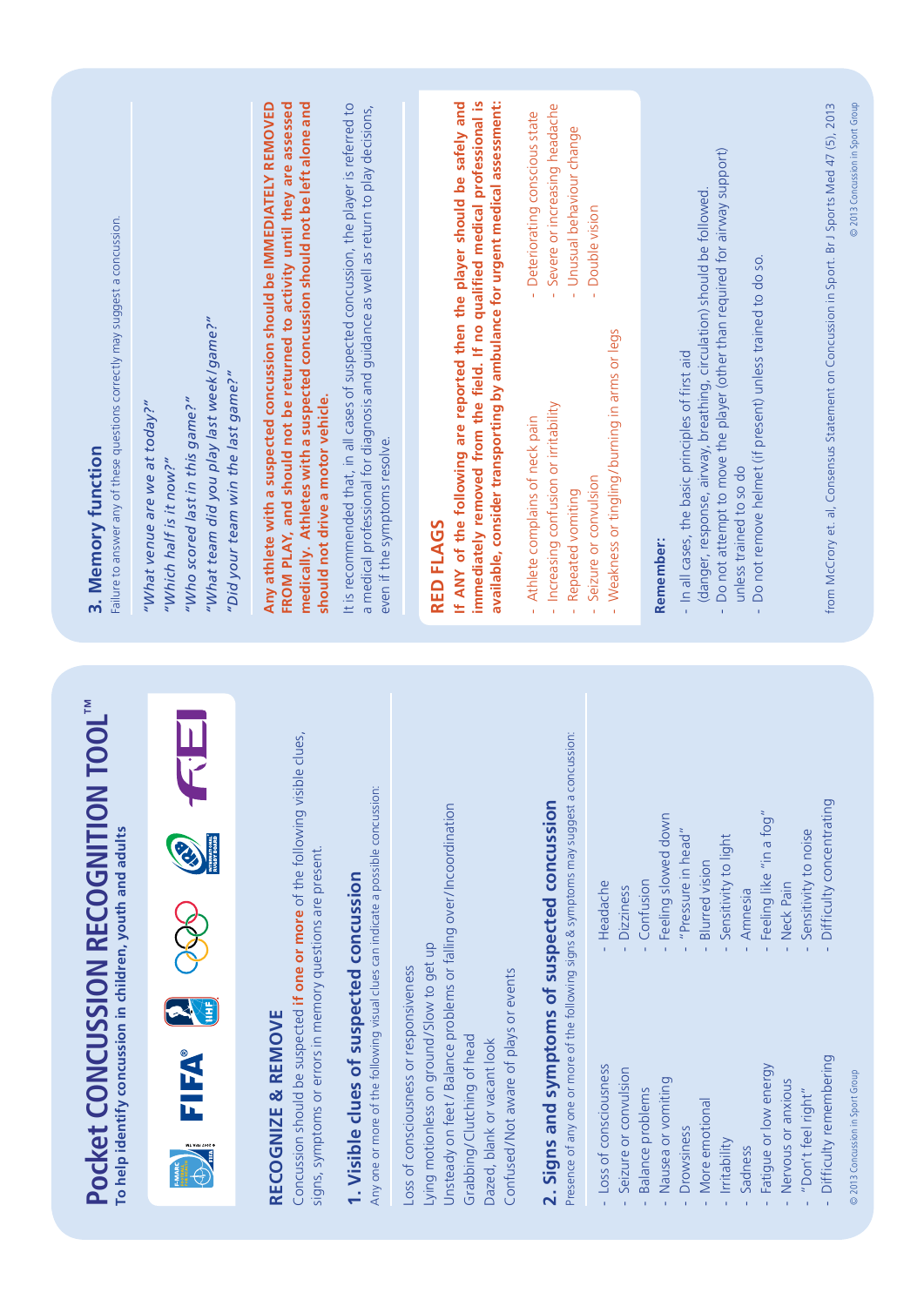# Pocket CONCUSSION RECOGNITION TOOL™

**To help identify concussion in children, youth and adults**

## RECOGNIZE & REMOVE

Concussion should be suspected **if one or more** of the following visible clues, signs, symptoms or errors in memory questions are present.

### 1. Visible clues of suspected concussion

Any one or more of the following visual clues can indicate a possible concussion:

Loss of consciousness or responsiveness
Lying motionless on ground/Slow to get up
Unsteady on feet / Balance problems or falling over/Incoordination
Grabbing/Clutching of head
Dazed, blank or vacant look
Confused/Not aware of plays or events

### 2. Signs and symptoms of suspected concussion

Presence of any one or more of the following signs & symptoms may suggest a concussion:

- Loss of consciousness
- Seizure or convulsion
- Balance problems
- Nausea or vomiting
- Drowsiness
- More emotional
- Irritability
- Sadness
- Fatigue or low energy
- Nervous or anxious
- "Don't feel right"
- Difficulty remembering
- Headache
- Dizziness
- Confusion
- Feeling slowed down
- "Pressure in head"
- Blurred vision
- Sensitivity to light
- Amnesia
- Feeling like "in a fog"
- Neck Pain
- Sensitivity to noise
- Difficulty concentrating

© 2013 Concussion in Sport Group

### 3. Memory function

Failure to answer any of these questions correctly may suggest a concussion.

*"What venue are we at today?"*
*"Which half is it now?"*
*"Who scored last in this game?"*
*"What team did you play last week/game?"*
*"Did your team win the last game?"*

**Any athlete with a suspected concussion should be IMMEDIATELY REMOVED FROM PLAY, and should not be returned to activity until they are assessed medically. Athletes with a suspected concussion should not be left alone and should not drive a motor vehicle.**

It is recommended that, in all cases of suspected concussion, the player is referred to a medical professional for diagnosis and guidance as well as return to play decisions, even if the symptoms resolve.

## RED FLAGS

**If ANY of the following are reported then the player should be safely and immediately removed from the field. If no qualified medical professional is available, consider transporting by ambulance for urgent medical assessment:**

- Athlete complains of neck pain
- Increasing confusion or irritability
- Repeated vomiting
- Seizure or convulsion
- Weakness or tingling/burning in arms or legs
- Deteriorating conscious state
- Severe or increasing headache
- Unusual behaviour change
- Double vision

**Remember:**

- In all cases, the basic principles of first aid (danger, response, airway, breathing, circulation) should be followed.
- Do not attempt to move the player (other than required for airway support) unless trained to so do
- Do not remove helmet (if present) unless trained to do so.

from McCrory et. al, Consensus Statement on Concussion in Sport. Br J Sports Med 47 (5), 2013

© 2013 Concussion in Sport Group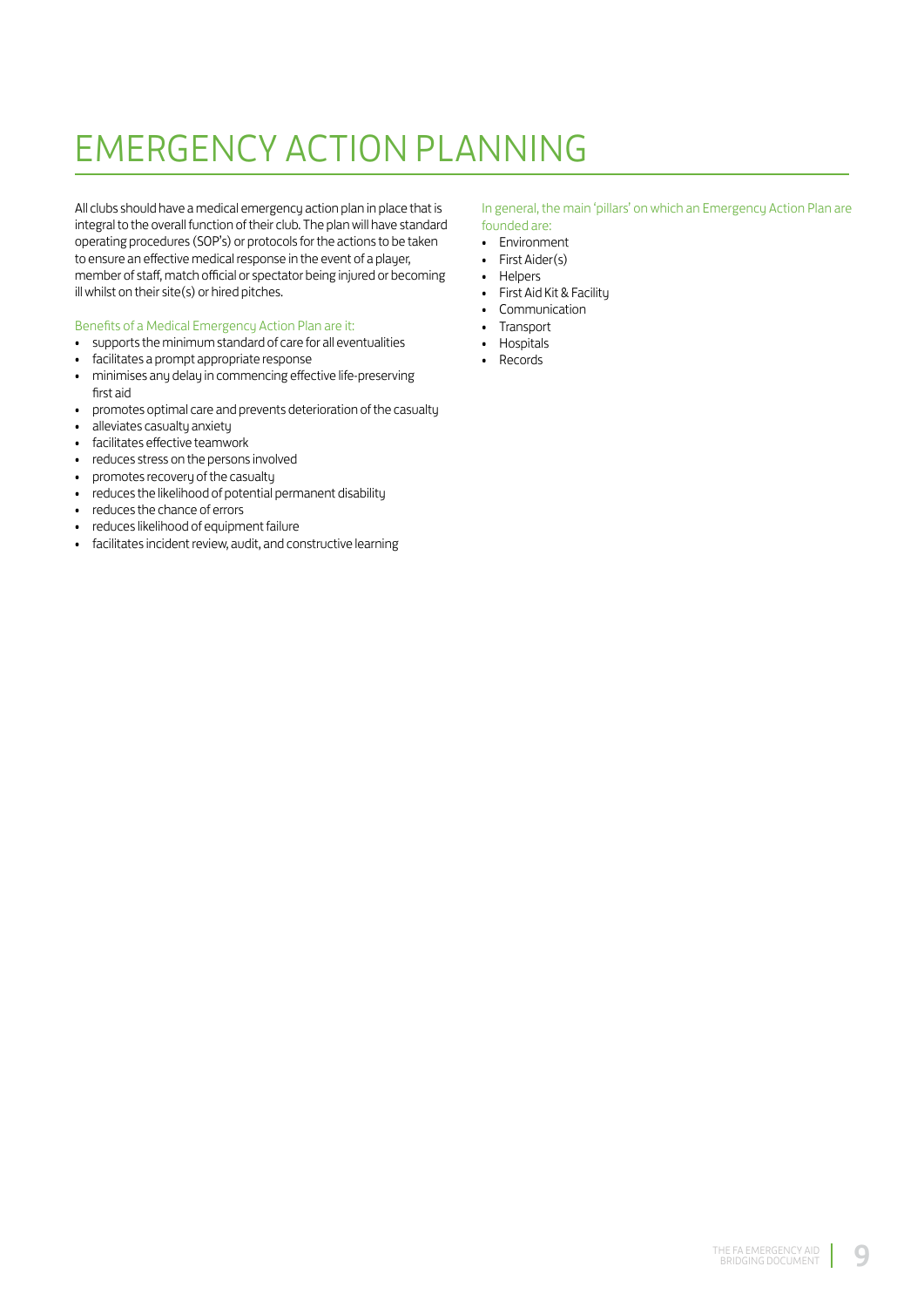# EMERGENCY ACTION PLANNING

All clubs should have a medical emergency action plan in place that is integral to the overall function of their club. The plan will have standard operating procedures (SOP's) or protocols for the actions to be taken to ensure an effective medical response in the event of a player, member of staff, match official or spectator being injured or becoming ill whilst on their site(s) or hired pitches.

Benefits of a Medical Emergency Action Plan are it:

- supports the minimum standard of care for all eventualities
- facilitates a prompt appropriate response
- minimises any delay in commencing effective life-preserving first aid
- promotes optimal care and prevents deterioration of the casualty
- alleviates casualty anxiety
- facilitates effective teamwork
- reduces stress on the persons involved
- promotes recovery of the casualty
- reduces the likelihood of potential permanent disability
- reduces the chance of errors
- reduces likelihood of equipment failure
- facilitates incident review, audit, and constructive learning

In general, the main 'pillars' on which an Emergency Action Plan are founded are:

- Environment
- First Aider(s)
- Helpers
- First Aid Kit & Facility
- Communication
- Transport
- Hospitals
- Records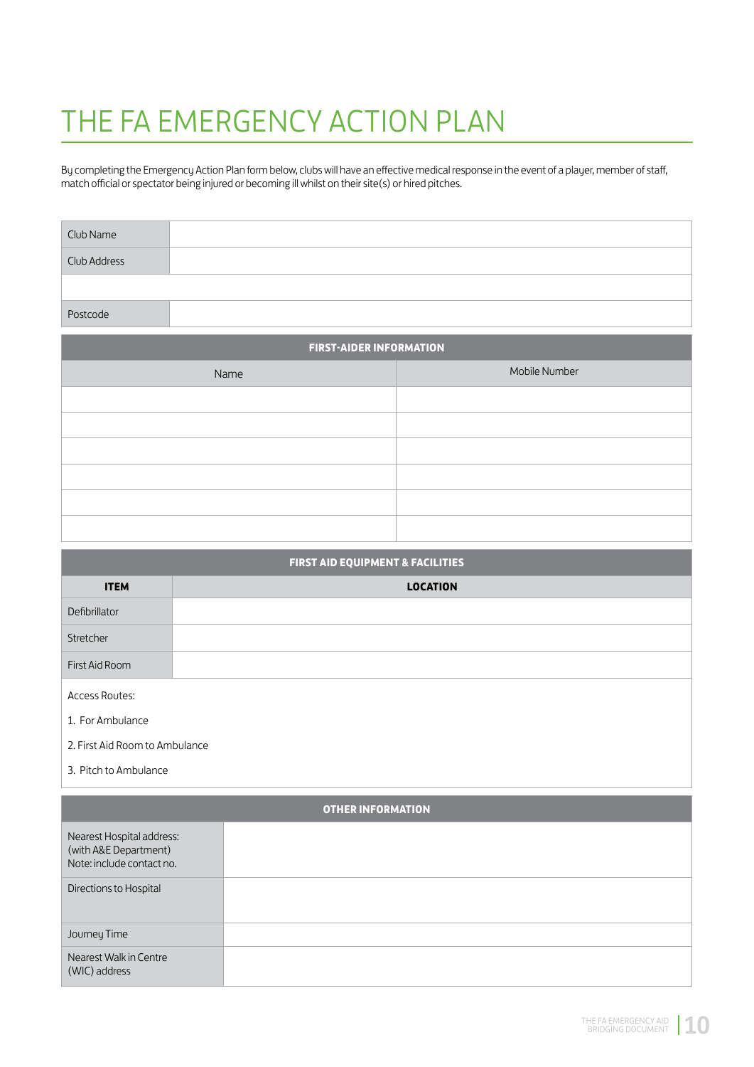# THE FA EMERGENCY ACTION PLAN

By completing the Emergency Action Plan form below, clubs will have an effective medical response in the event of a player, member of staff, match official or spectator being injured or becoming ill whilst on their site(s) or hired pitches.

| | |
|---|---|
| Club Name | |
| Club Address | |
| | |
| Postcode | |

| FIRST-AIDER INFORMATION | |
|---|---|
| Name | Mobile Number |
| | |
| | |
| | |
| | |
| | |
| | |

| FIRST AID EQUIPMENT & FACILITIES | |
|---|---|
| ITEM | LOCATION |
| Defibrillator | |
| Stretcher | |
| First Aid Room | |

Access Routes:

1. For Ambulance
2. First Aid Room to Ambulance
3. Pitch to Ambulance

| OTHER INFORMATION | |
|---|---|
| Nearest Hospital address: (with A&E Department) Note: include contact no. | |
| Directions to Hospital | |
| Journey Time | |
| Nearest Walk in Centre (WIC) address | |